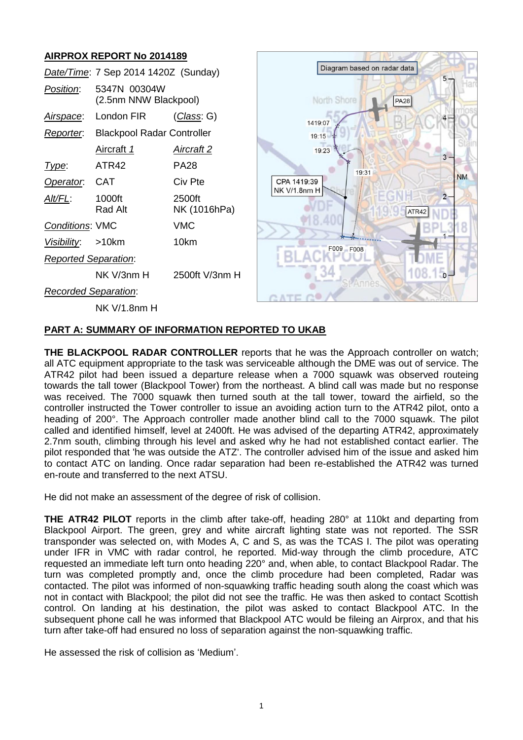## AIRPROX REPORT No 2014189

| | | |
|---|---|---|
| *Date/Time*: | 7 Sep 2014 1420Z (Sunday) | |
| *Position*: | 5347N 00304W (2.5nm NNW Blackpool) | |
| *Airspace*: | London FIR | (*Class*: G) |
| *Reporter*: | Blackpool Radar Controller | |
| | *Aircraft 1* | *Aircraft 2* |
| *Type*: | ATR42 | PA28 |
| *Operator*: | CAT | Civ Pte |
| *Alt/FL*: | 1000ft Rad Alt | 2500ft NK (1016hPa) |
| *Conditions*: | VMC | VMC |
| *Visibility*: | >10km | 10km |
| *Reported Separation*: | | |
| | NK V/3nm H | 2500ft V/3nm H |
| *Recorded Separation*: | | |
| | NK V/1.8nm H | |

## PART A: SUMMARY OF INFORMATION REPORTED TO UKAB

**THE BLACKPOOL RADAR CONTROLLER** reports that he was the Approach controller on watch; all ATC equipment appropriate to the task was serviceable although the DME was out of service. The ATR42 pilot had been issued a departure release when a 7000 squawk was observed routeing towards the tall tower (Blackpool Tower) from the northeast. A blind call was made but no response was received. The 7000 squawk then turned south at the tall tower, toward the airfield, so the controller instructed the Tower controller to issue an avoiding action turn to the ATR42 pilot, onto a heading of 200°. The Approach controller made another blind call to the 7000 squawk. The pilot called and identified himself, level at 2400ft. He was advised of the departing ATR42, approximately 2.7nm south, climbing through his level and asked why he had not established contact earlier. The pilot responded that 'he was outside the ATZ'. The controller advised him of the issue and asked him to contact ATC on landing. Once radar separation had been re-established the ATR42 was turned en-route and transferred to the next ATSU.

He did not make an assessment of the degree of risk of collision.

**THE ATR42 PILOT** reports in the climb after take-off, heading 280° at 110kt and departing from Blackpool Airport. The green, grey and white aircraft lighting state was not reported. The SSR transponder was selected on, with Modes A, C and S, as was the TCAS I. The pilot was operating under IFR in VMC with radar control, he reported. Mid-way through the climb procedure, ATC requested an immediate left turn onto heading 220° and, when able, to contact Blackpool Radar. The turn was completed promptly and, once the climb procedure had been completed, Radar was contacted. The pilot was informed of non-squawking traffic heading south along the coast which was not in contact with Blackpool; the pilot did not see the traffic. He was then asked to contact Scottish control. On landing at his destination, the pilot was asked to contact Blackpool ATC. In the subsequent phone call he was informed that Blackpool ATC would be fileing an Airprox, and that his turn after take-off had ensured no loss of separation against the non-squawking traffic.

He assessed the risk of collision as 'Medium'.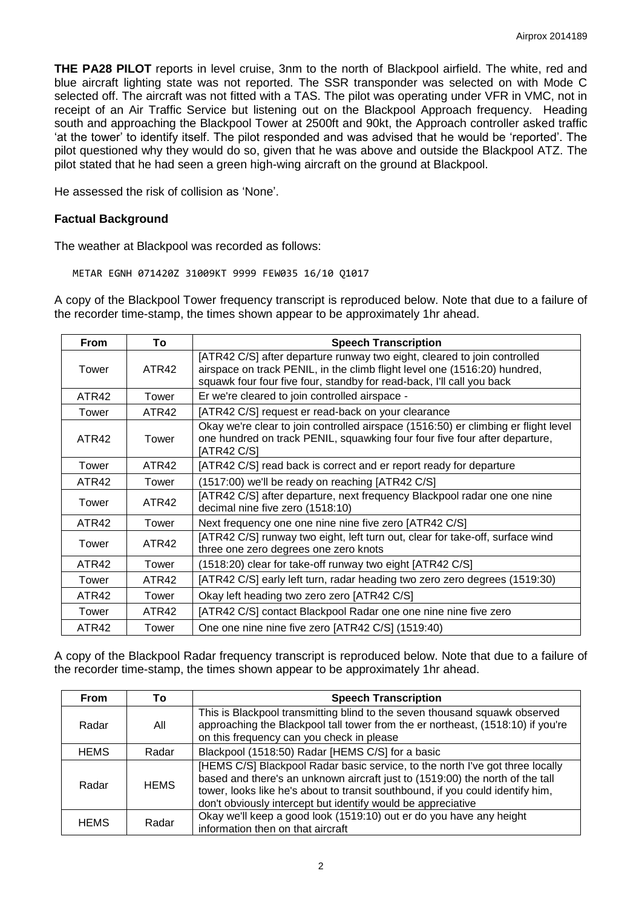**THE PA28 PILOT** reports in level cruise, 3nm to the north of Blackpool airfield. The white, red and blue aircraft lighting state was not reported. The SSR transponder was selected on with Mode C selected off. The aircraft was not fitted with a TAS. The pilot was operating under VFR in VMC, not in receipt of an Air Traffic Service but listening out on the Blackpool Approach frequency. Heading south and approaching the Blackpool Tower at 2500ft and 90kt, the Approach controller asked traffic 'at the tower' to identify itself. The pilot responded and was advised that he would be 'reported'. The pilot questioned why they would do so, given that he was above and outside the Blackpool ATZ. The pilot stated that he had seen a green high-wing aircraft on the ground at Blackpool.

He assessed the risk of collision as 'None'.

## Factual Background

The weather at Blackpool was recorded as follows:

```
METAR EGNH 071420Z 31009KT 9999 FEW035 16/10 Q1017
```

A copy of the Blackpool Tower frequency transcript is reproduced below. Note that due to a failure of the recorder time-stamp, the times shown appear to be approximately 1hr ahead.

| From | To | Speech Transcription |
|---|---|---|
| Tower | ATR42 | [ATR42 C/S] after departure runway two eight, cleared to join controlled airspace on track PENIL, in the climb flight level one (1516:20) hundred, squawk four four five four, standby for read-back, I'll call you back |
| ATR42 | Tower | Er we're cleared to join controlled airspace - |
| Tower | ATR42 | [ATR42 C/S] request er read-back on your clearance |
| ATR42 | Tower | Okay we're clear to join controlled airspace (1516:50) er climbing er flight level one hundred on track PENIL, squawking four four five four after departure, [ATR42 C/S] |
| Tower | ATR42 | [ATR42 C/S] read back is correct and er report ready for departure |
| ATR42 | Tower | (1517:00) we'll be ready on reaching [ATR42 C/S] |
| Tower | ATR42 | [ATR42 C/S] after departure, next frequency Blackpool radar one one nine decimal nine five zero (1518:10) |
| ATR42 | Tower | Next frequency one one nine nine five zero [ATR42 C/S] |
| Tower | ATR42 | [ATR42 C/S] runway two eight, left turn out, clear for take-off, surface wind three one zero degrees one zero knots |
| ATR42 | Tower | (1518:20) clear for take-off runway two eight [ATR42 C/S] |
| Tower | ATR42 | [ATR42 C/S] early left turn, radar heading two zero zero degrees (1519:30) |
| ATR42 | Tower | Okay left heading two zero zero [ATR42 C/S] |
| Tower | ATR42 | [ATR42 C/S] contact Blackpool Radar one one nine nine five zero |
| ATR42 | Tower | One one nine nine five zero [ATR42 C/S] (1519:40) |

A copy of the Blackpool Radar frequency transcript is reproduced below. Note that due to a failure of the recorder time-stamp, the times shown appear to be approximately 1hr ahead.

| From | To | Speech Transcription |
|---|---|---|
| Radar | All | This is Blackpool transmitting blind to the seven thousand squawk observed approaching the Blackpool tall tower from the er northeast, (1518:10) if you're on this frequency can you check in please |
| HEMS | Radar | Blackpool (1518:50) Radar [HEMS C/S] for a basic |
| Radar | HEMS | [HEMS C/S] Blackpool Radar basic service, to the north I've got three locally based and there's an unknown aircraft just to (1519:00) the north of the tall tower, looks like he's about to transit southbound, if you could identify him, don't obviously intercept but identify would be appreciative |
| HEMS | Radar | Okay we'll keep a good look (1519:10) out er do you have any height information then on that aircraft |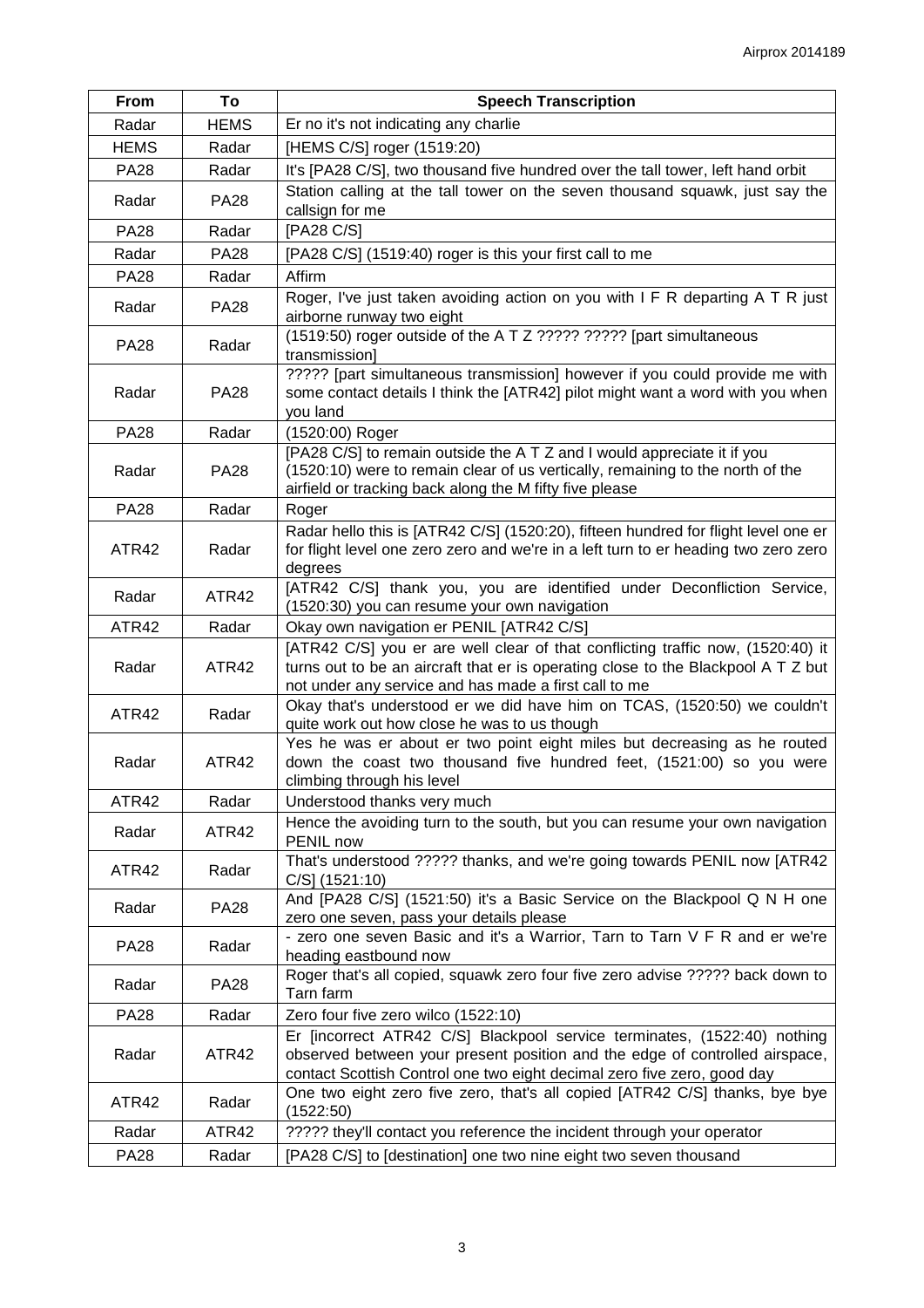| From | To | Speech Transcription |
|---|---|---|
| Radar | HEMS | Er no it's not indicating any charlie |
| HEMS | Radar | [HEMS C/S] roger (1519:20) |
| PA28 | Radar | It's [PA28 C/S], two thousand five hundred over the tall tower, left hand orbit |
| Radar | PA28 | Station calling at the tall tower on the seven thousand squawk, just say the callsign for me |
| PA28 | Radar | [PA28 C/S] |
| Radar | PA28 | [PA28 C/S] (1519:40) roger is this your first call to me |
| PA28 | Radar | Affirm |
| Radar | PA28 | Roger, I've just taken avoiding action on you with I F R departing A T R just airborne runway two eight |
| PA28 | Radar | (1519:50) roger outside of the A T Z ????? ????? [part simultaneous transmission] |
| Radar | PA28 | ????? [part simultaneous transmission] however if you could provide me with some contact details I think the [ATR42] pilot might want a word with you when you land |
| PA28 | Radar | (1520:00) Roger |
| Radar | PA28 | [PA28 C/S] to remain outside the A T Z and I would appreciate it if you (1520:10) were to remain clear of us vertically, remaining to the north of the airfield or tracking back along the M fifty five please |
| PA28 | Radar | Roger |
| ATR42 | Radar | Radar hello this is [ATR42 C/S] (1520:20), fifteen hundred for flight level one er for flight level one zero zero and we're in a left turn to er heading two zero zero degrees |
| Radar | ATR42 | [ATR42 C/S] thank you, you are identified under Deconfliction Service, (1520:30) you can resume your own navigation |
| ATR42 | Radar | Okay own navigation er PENIL [ATR42 C/S] |
| Radar | ATR42 | [ATR42 C/S] you er are well clear of that conflicting traffic now, (1520:40) it turns out to be an aircraft that er is operating close to the Blackpool A T Z but not under any service and has made a first call to me |
| ATR42 | Radar | Okay that's understood er we did have him on TCAS, (1520:50) we couldn't quite work out how close he was to us though |
| Radar | ATR42 | Yes he was er about er two point eight miles but decreasing as he routed down the coast two thousand five hundred feet, (1521:00) so you were climbing through his level |
| ATR42 | Radar | Understood thanks very much |
| Radar | ATR42 | Hence the avoiding turn to the south, but you can resume your own navigation PENIL now |
| ATR42 | Radar | That's understood ????? thanks, and we're going towards PENIL now [ATR42 C/S] (1521:10) |
| Radar | PA28 | And [PA28 C/S] (1521:50) it's a Basic Service on the Blackpool Q N H one zero one seven, pass your details please |
| PA28 | Radar | - zero one seven Basic and it's a Warrior, Tarn to Tarn V F R and er we're heading eastbound now |
| Radar | PA28 | Roger that's all copied, squawk zero four five zero advise ????? back down to Tarn farm |
| PA28 | Radar | Zero four five zero wilco (1522:10) |
| Radar | ATR42 | Er [incorrect ATR42 C/S] Blackpool service terminates, (1522:40) nothing observed between your present position and the edge of controlled airspace, contact Scottish Control one two eight decimal zero five zero, good day |
| ATR42 | Radar | One two eight zero five zero, that's all copied [ATR42 C/S] thanks, bye bye (1522:50) |
| Radar | ATR42 | ????? they'll contact you reference the incident through your operator |
| PA28 | Radar | [PA28 C/S] to [destination] one two nine eight two seven thousand |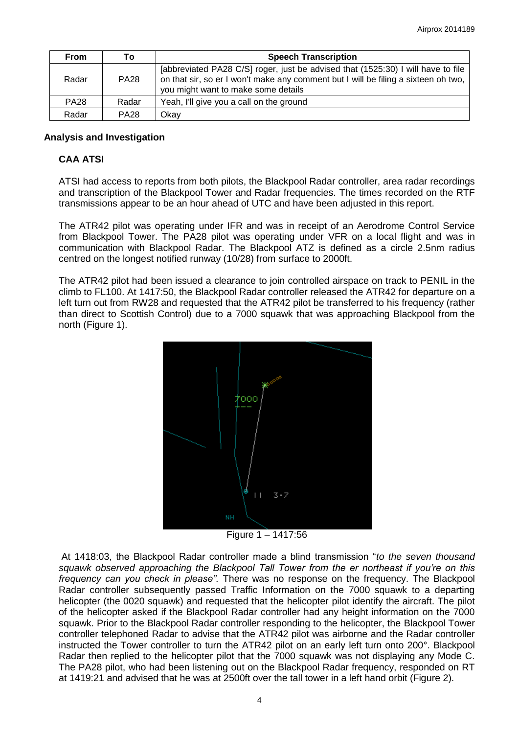| From | To | Speech Transcription |
| --- | --- | --- |
| Radar | PA28 | [abbreviated PA28 C/S] roger, just be advised that (1525:30) I will have to file on that sir, so er I won't make any comment but I will be filing a sixteen oh two, you might want to make some details |
| PA28 | Radar | Yeah, I'll give you a call on the ground |
| Radar | PA28 | Okay |

**Analysis and Investigation**

**CAA ATSI**

ATSI had access to reports from both pilots, the Blackpool Radar controller, area radar recordings and transcription of the Blackpool Tower and Radar frequencies. The times recorded on the RTF transmissions appear to be an hour ahead of UTC and have been adjusted in this report.

The ATR42 pilot was operating under IFR and was in receipt of an Aerodrome Control Service from Blackpool Tower. The PA28 pilot was operating under VFR on a local flight and was in communication with Blackpool Radar. The Blackpool ATZ is defined as a circle 2.5nm radius centred on the longest notified runway (10/28) from surface to 2000ft.

The ATR42 pilot had been issued a clearance to join controlled airspace on track to PENIL in the climb to FL100. At 1417:50, the Blackpool Radar controller released the ATR42 for departure on a left turn out from RW28 and requested that the ATR42 pilot be transferred to his frequency (rather than direct to Scottish Control) due to a 7000 squawk that was approaching Blackpool from the north (Figure 1).

Figure 1 – 1417:56

At 1418:03, the Blackpool Radar controller made a blind transmission "*to the seven thousand squawk observed approaching the Blackpool Tall Tower from the er northeast if you're on this frequency can you check in please"*. There was no response on the frequency. The Blackpool Radar controller subsequently passed Traffic Information on the 7000 squawk to a departing helicopter (the 0020 squawk) and requested that the helicopter pilot identify the aircraft. The pilot of the helicopter asked if the Blackpool Radar controller had any height information on the 7000 squawk. Prior to the Blackpool Radar controller responding to the helicopter, the Blackpool Tower controller telephoned Radar to advise that the ATR42 pilot was airborne and the Radar controller instructed the Tower controller to turn the ATR42 pilot on an early left turn onto 200°. Blackpool Radar then replied to the helicopter pilot that the 7000 squawk was not displaying any Mode C. The PA28 pilot, who had been listening out on the Blackpool Radar frequency, responded on RT at 1419:21 and advised that he was at 2500ft over the tall tower in a left hand orbit (Figure 2).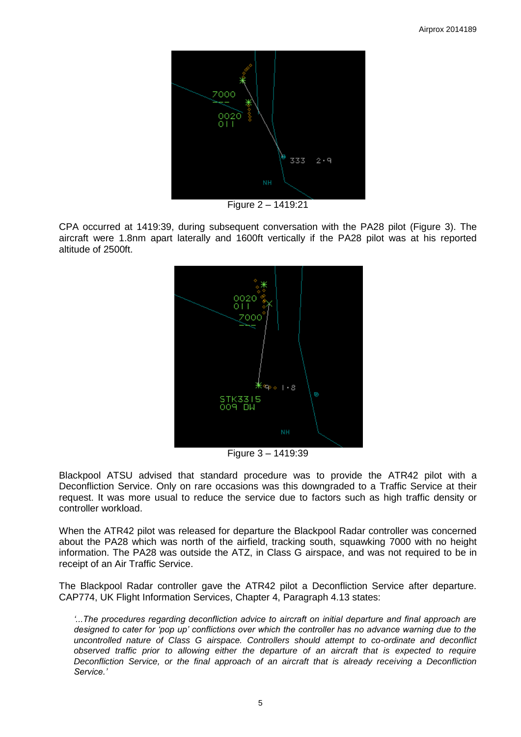Figure 2 – 1419:21

CPA occurred at 1419:39, during subsequent conversation with the PA28 pilot (Figure 3). The aircraft were 1.8nm apart laterally and 1600ft vertically if the PA28 pilot was at his reported altitude of 2500ft.

Figure 3 – 1419:39

Blackpool ATSU advised that standard procedure was to provide the ATR42 pilot with a Deconfliction Service. Only on rare occasions was this downgraded to a Traffic Service at their request. It was more usual to reduce the service due to factors such as high traffic density or controller workload.

When the ATR42 pilot was released for departure the Blackpool Radar controller was concerned about the PA28 which was north of the airfield, tracking south, squawking 7000 with no height information. The PA28 was outside the ATZ, in Class G airspace, and was not required to be in receipt of an Air Traffic Service.

The Blackpool Radar controller gave the ATR42 pilot a Deconfliction Service after departure. CAP774, UK Flight Information Services, Chapter 4, Paragraph 4.13 states:

> *'...The procedures regarding deconfliction advice to aircraft on initial departure and final approach are designed to cater for 'pop up' conflictions over which the controller has no advance warning due to the uncontrolled nature of Class G airspace. Controllers should attempt to co-ordinate and deconflict observed traffic prior to allowing either the departure of an aircraft that is expected to require Deconfliction Service, or the final approach of an aircraft that is already receiving a Deconfliction Service.'*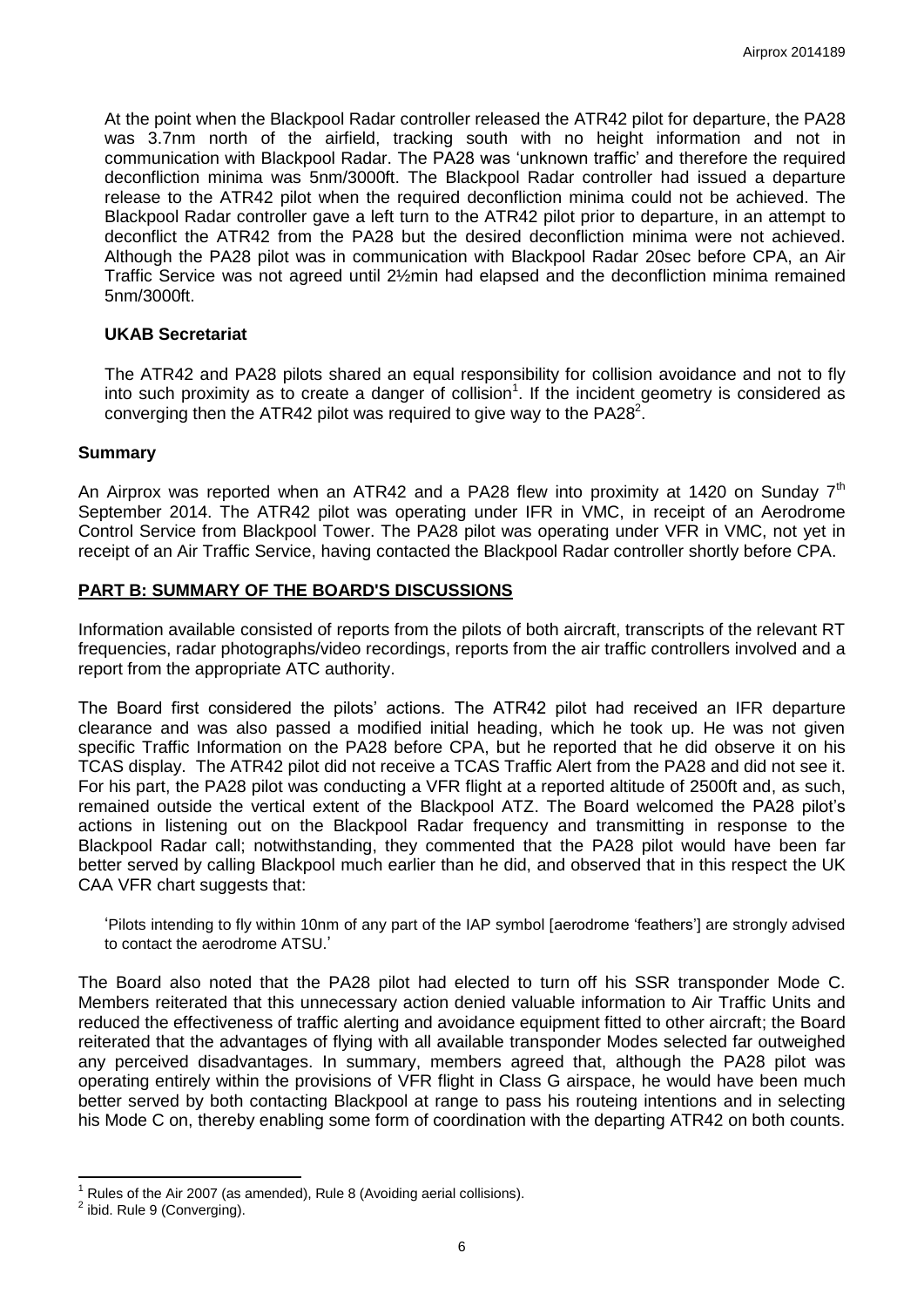At the point when the Blackpool Radar controller released the ATR42 pilot for departure, the PA28 was 3.7nm north of the airfield, tracking south with no height information and not in communication with Blackpool Radar. The PA28 was 'unknown traffic' and therefore the required deconfliction minima was 5nm/3000ft. The Blackpool Radar controller had issued a departure release to the ATR42 pilot when the required deconfliction minima could not be achieved. The Blackpool Radar controller gave a left turn to the ATR42 pilot prior to departure, in an attempt to deconflict the ATR42 from the PA28 but the desired deconfliction minima were not achieved. Although the PA28 pilot was in communication with Blackpool Radar 20sec before CPA, an Air Traffic Service was not agreed until 2½min had elapsed and the deconfliction minima remained 5nm/3000ft.

### UKAB Secretariat

The ATR42 and PA28 pilots shared an equal responsibility for collision avoidance and not to fly into such proximity as to create a danger of collision[1]. If the incident geometry is considered as converging then the ATR42 pilot was required to give way to the PA28[2].

## Summary

An Airprox was reported when an ATR42 and a PA28 flew into proximity at 1420 on Sunday 7th September 2014. The ATR42 pilot was operating under IFR in VMC, in receipt of an Aerodrome Control Service from Blackpool Tower. The PA28 pilot was operating under VFR in VMC, not yet in receipt of an Air Traffic Service, having contacted the Blackpool Radar controller shortly before CPA.

## PART B: SUMMARY OF THE BOARD'S DISCUSSIONS

Information available consisted of reports from the pilots of both aircraft, transcripts of the relevant RT frequencies, radar photographs/video recordings, reports from the air traffic controllers involved and a report from the appropriate ATC authority.

The Board first considered the pilots' actions. The ATR42 pilot had received an IFR departure clearance and was also passed a modified initial heading, which he took up. He was not given specific Traffic Information on the PA28 before CPA, but he reported that he did observe it on his TCAS display. The ATR42 pilot did not receive a TCAS Traffic Alert from the PA28 and did not see it. For his part, the PA28 pilot was conducting a VFR flight at a reported altitude of 2500ft and, as such, remained outside the vertical extent of the Blackpool ATZ. The Board welcomed the PA28 pilot's actions in listening out on the Blackpool Radar frequency and transmitting in response to the Blackpool Radar call; notwithstanding, they commented that the PA28 pilot would have been far better served by calling Blackpool much earlier than he did, and observed that in this respect the UK CAA VFR chart suggests that:

> 'Pilots intending to fly within 10nm of any part of the IAP symbol [aerodrome 'feathers'] are strongly advised to contact the aerodrome ATSU.'

The Board also noted that the PA28 pilot had elected to turn off his SSR transponder Mode C. Members reiterated that this unnecessary action denied valuable information to Air Traffic Units and reduced the effectiveness of traffic alerting and avoidance equipment fitted to other aircraft; the Board reiterated that the advantages of flying with all available transponder Modes selected far outweighed any perceived disadvantages. In summary, members agreed that, although the PA28 pilot was operating entirely within the provisions of VFR flight in Class G airspace, he would have been much better served by both contacting Blackpool at range to pass his routeing intentions and in selecting his Mode C on, thereby enabling some form of coordination with the departing ATR42 on both counts.

---

[1] Rules of the Air 2007 (as amended), Rule 8 (Avoiding aerial collisions).

[2] ibid. Rule 9 (Converging).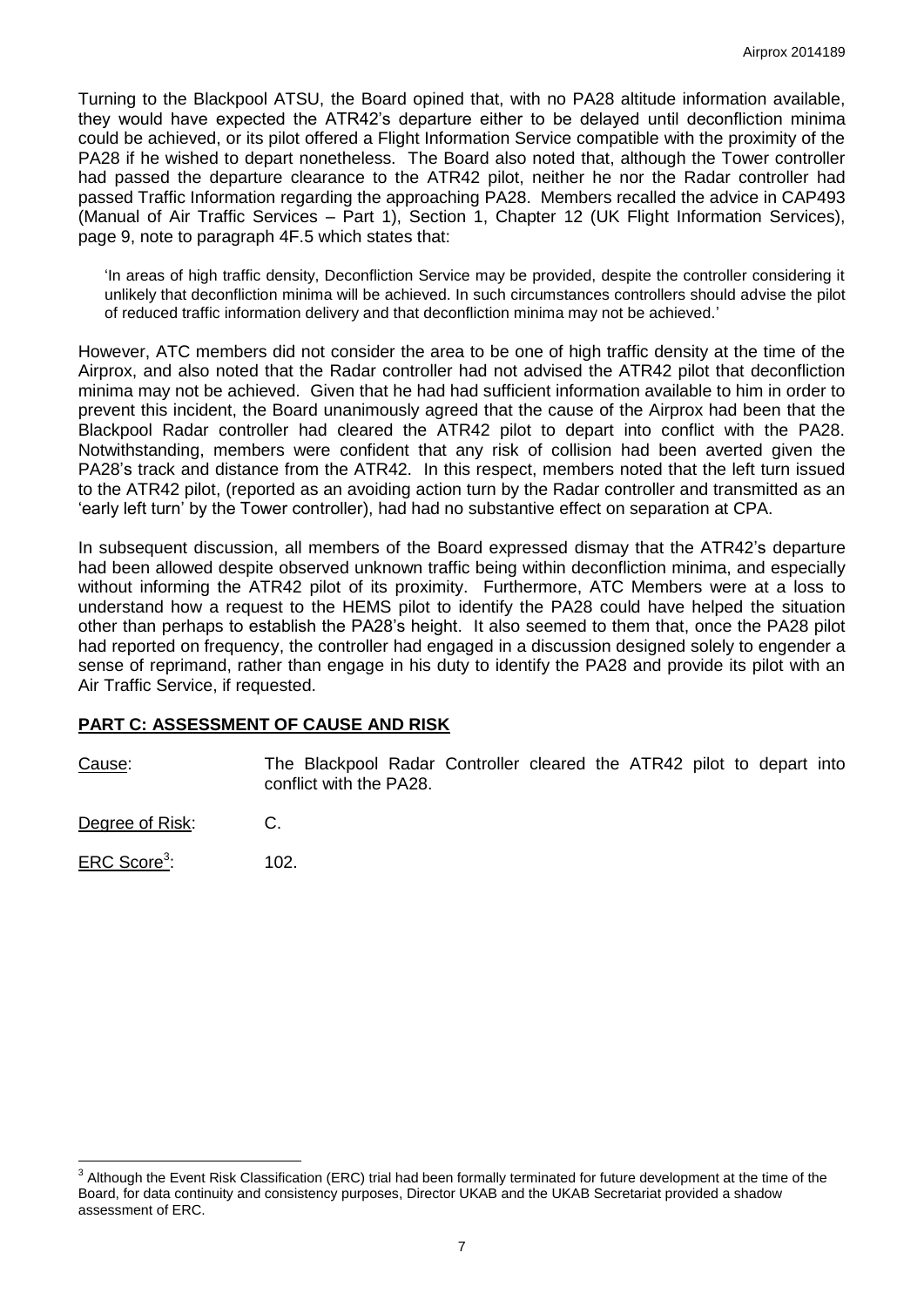Turning to the Blackpool ATSU, the Board opined that, with no PA28 altitude information available, they would have expected the ATR42's departure either to be delayed until deconfliction minima could be achieved, or its pilot offered a Flight Information Service compatible with the proximity of the PA28 if he wished to depart nonetheless. The Board also noted that, although the Tower controller had passed the departure clearance to the ATR42 pilot, neither he nor the Radar controller had passed Traffic Information regarding the approaching PA28. Members recalled the advice in CAP493 (Manual of Air Traffic Services – Part 1), Section 1, Chapter 12 (UK Flight Information Services), page 9, note to paragraph 4F.5 which states that:

> 'In areas of high traffic density, Deconfliction Service may be provided, despite the controller considering it unlikely that deconfliction minima will be achieved. In such circumstances controllers should advise the pilot of reduced traffic information delivery and that deconfliction minima may not be achieved.'

However, ATC members did not consider the area to be one of high traffic density at the time of the Airprox, and also noted that the Radar controller had not advised the ATR42 pilot that deconfliction minima may not be achieved. Given that he had had sufficient information available to him in order to prevent this incident, the Board unanimously agreed that the cause of the Airprox had been that the Blackpool Radar controller had cleared the ATR42 pilot to depart into conflict with the PA28. Notwithstanding, members were confident that any risk of collision had been averted given the PA28's track and distance from the ATR42. In this respect, members noted that the left turn issued to the ATR42 pilot, (reported as an avoiding action turn by the Radar controller and transmitted as an 'early left turn' by the Tower controller), had had no substantive effect on separation at CPA.

In subsequent discussion, all members of the Board expressed dismay that the ATR42's departure had been allowed despite observed unknown traffic being within deconfliction minima, and especially without informing the ATR42 pilot of its proximity. Furthermore, ATC Members were at a loss to understand how a request to the HEMS pilot to identify the PA28 could have helped the situation other than perhaps to establish the PA28's height. It also seemed to them that, once the PA28 pilot had reported on frequency, the controller had engaged in a discussion designed solely to engender a sense of reprimand, rather than engage in his duty to identify the PA28 and provide its pilot with an Air Traffic Service, if requested.

## PART C: ASSESSMENT OF CAUSE AND RISK

| | |
|---|---|
| Cause: | The Blackpool Radar Controller cleared the ATR42 pilot to depart into conflict with the PA28. |
| Degree of Risk: | C. |
| ERC Score[3]: | 102. |

[3] Although the Event Risk Classification (ERC) trial had been formally terminated for future development at the time of the Board, for data continuity and consistency purposes, Director UKAB and the UKAB Secretariat provided a shadow assessment of ERC.